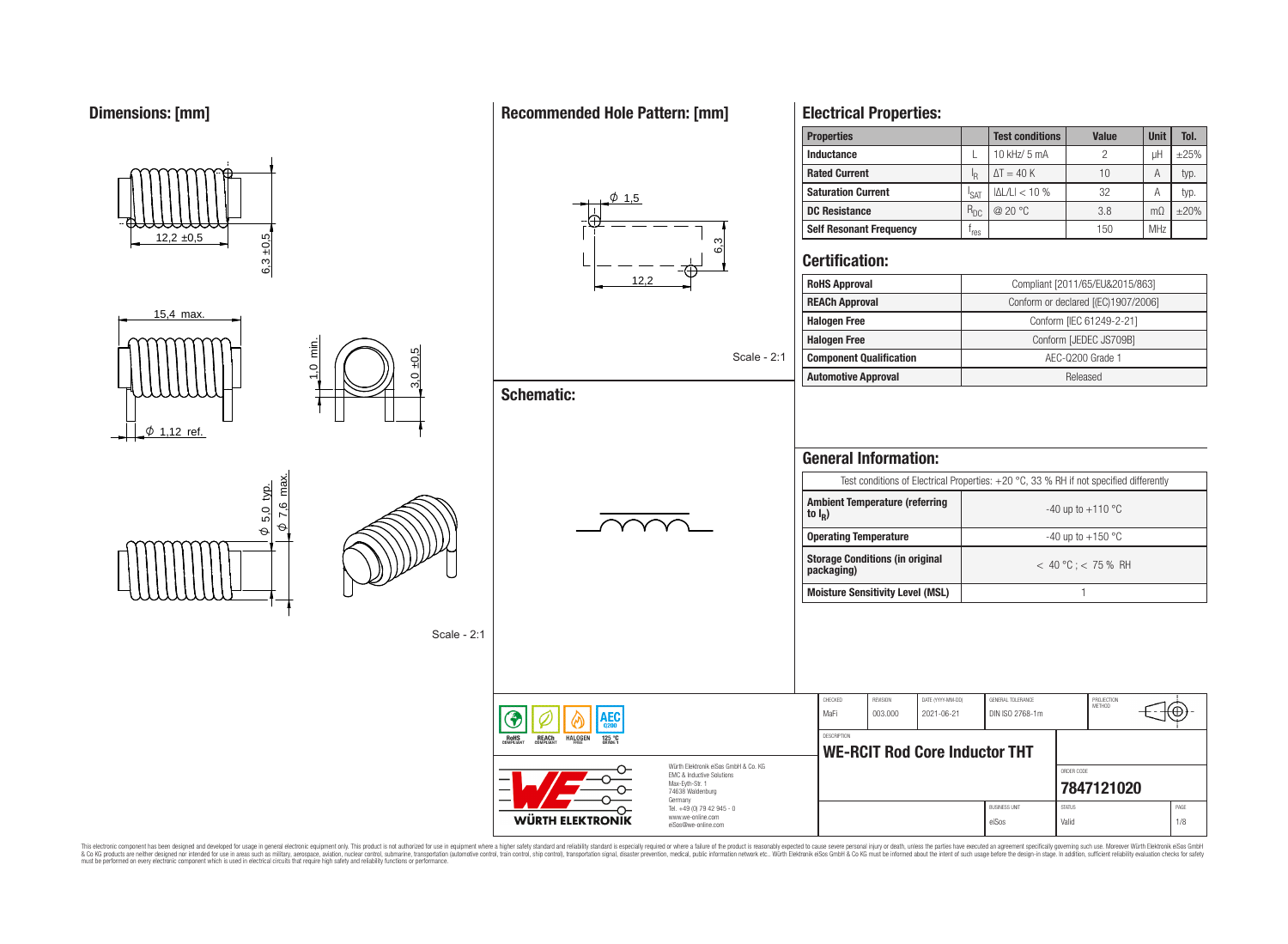## Dimensions: [mm]

12,2 ±0,5

6,3 ±0,5

15,4 max.

1,0 min.

3,0 ±0,5

ϕ 1,12 ref.

ϕ 5,0 typ.

ϕ 7,6 max.

Scale - 2:1

## Recommended Hole Pattern: [mm]

ϕ 1,5

6,3

12,2

Scale - 2:1

## Schematic:

## Electrical Properties:

| Properties | | Test conditions | Value | Unit | Tol. |
|---|---|---|---|---|---|
| Inductance | L | 10 kHz/ 5 mA | 2 | µH | ±25% |
| Rated Current | $I_R$ | $\Delta T = 40$ K | 10 | A | typ. |
| Saturation Current | $I_{SAT}$ | $\|\Delta L/L\| < 10$ % | 32 | A | typ. |
| DC Resistance | $R_{DC}$ | @ 20 °C | 3.8 | mΩ | ±20% |
| Self Resonant Frequency | $f_{res}$ | | 150 | MHz | |

## Certification:

| | |
|---|---|
| RoHS Approval | Compliant [2011/65/EU&2015/863] |
| REACh Approval | Conform or declared [(EC)1907/2006] |
| Halogen Free | Conform [IEC 61249-2-21] |
| Halogen Free | Conform [JEDEC JS709B] |
| Component Qualification | AEC-Q200 Grade 1 |
| Automotive Approval | Released |

## General Information:

Test conditions of Electrical Properties: +20 °C, 33 % RH if not specified differently

| | |
|---|---|
| Ambient Temperature (referring to $I_R$) | -40 up to +110 °C |
| Operating Temperature | -40 up to +150 °C |
| Storage Conditions (in original packaging) | < 40 °C ; < 75 % RH |
| Moisture Sensitivity Level (MSL) | 1 |

| CHECKED | REVISION | DATE (YYYY-MM-DD) | GENERAL TOLERANCE | PROJECTION METHOD |
|---|---|---|---|---|
| MaFi | 003.000 | 2021-06-21 | DIN ISO 2768-1m | |

DESCRIPTION: **WE-RCIT Rod Core Inductor THT**

ORDER CODE: **7847121020**

BUSINESS UNIT: eiSos | STATUS: Valid | PAGE: 1/8

Würth Elektronik eiSos GmbH & Co. KG
EMC & Inductive Solutions
Max-Eyth-Str. 1
74638 Waldenburg
Germany
Tel. +49 (0) 79 42 945 - 0
www.we-online.com
eiSos@we-online.com

This electronic component has been designed and developed for usage in general electronic equipment only. This product is not authorized for use in equipment where a higher safety standard and reliability standard is especially required or where a failure of the product is reasonably expected to cause severe personal injury or death, unless the parties have executed an agreement specifically governing such use. Moreover Würth Elektronik eiSos GmbH & Co KG products are neither designed nor intended for use in areas such as military, aerospace, aviation, nuclear control, submarine, transportation (automotive control, train control, ship control), transportation signal, disaster prevention, medical, public information network etc.. Würth Elektronik eiSos GmbH & Co KG must be informed about the intent of such usage before the design-in stage. In addition, sufficient reliability evaluation checks for safety must be performed on every electronic component which is used in electrical circuits that require high safety and reliability functions or performance.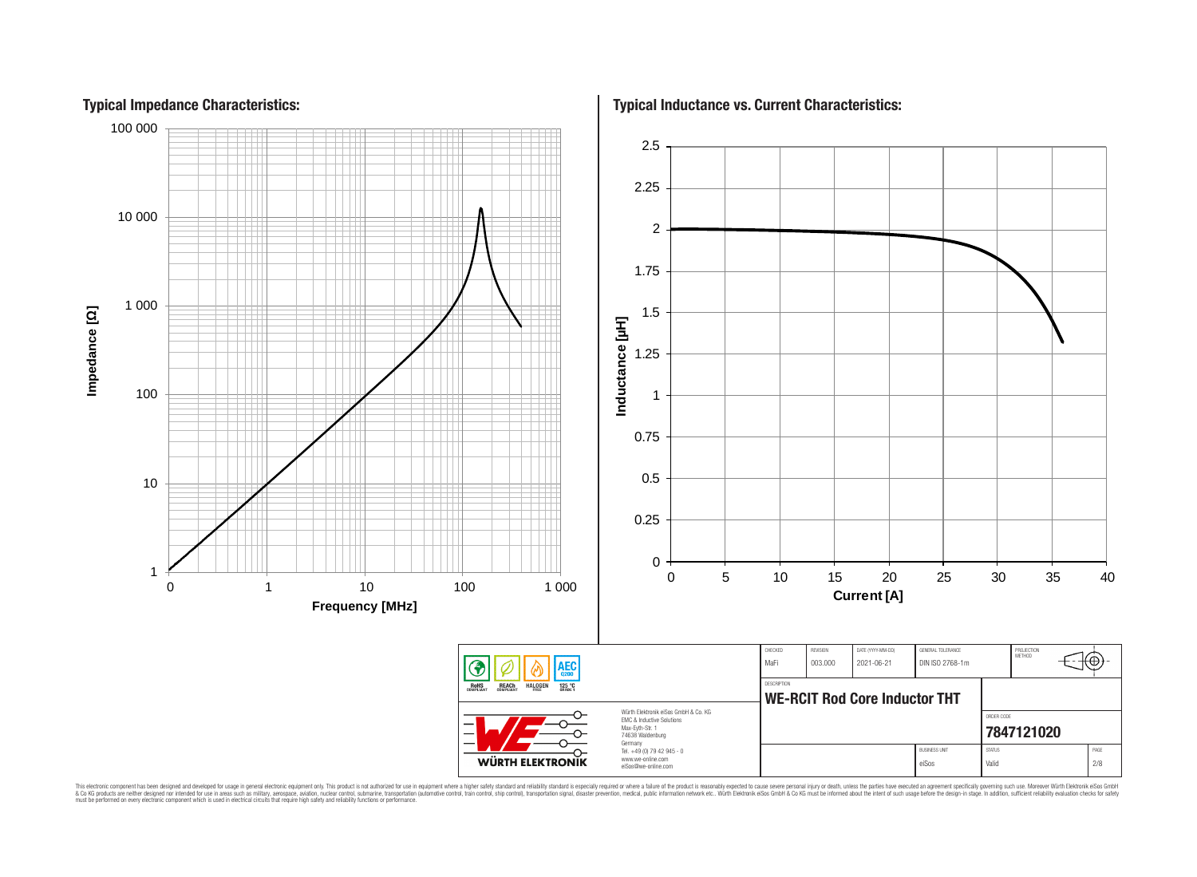## Typical Impedance Characteristics:

Impedance [Ω]

100 000
10 000
1 000
100
10
1

0 | 1 | 10 | 100 | 1 000

Frequency [MHz]

## Typical Inductance vs. Current Characteristics:

Inductance [µH]

2.5
2.25
2
1.75
1.5
1.25
1
0.75
0.5
0.25
0

0 | 5 | 10 | 15 | 20 | 25 | 30 | 35 | 40

Current [A]

| CHECKED | REVISION | DATE (YYYY-MM-DD) | GENERAL TOLERANCE | PROJECTION METHOD |
|---|---|---|---|---|
| MaFi | 003.000 | 2021-06-21 | DIN ISO 2768-1m | |

DESCRIPTION

**WE-RCIT Rod Core Inductor THT**

ORDER CODE

**7847121020**

| BUSINESS UNIT | STATUS | PAGE |
|---|---|---|
| eiSos | Valid | 2/8 |

RoHS COMPLIANT | REACh COMPLIANT | HALOGEN FREE | AEC Q200 125 °C GRADE 1

WÜRTH ELEKTRONIK

Würth Elektronik eiSos GmbH & Co. KG
EMC & Inductive Solutions
Max-Eyth-Str. 1
74638 Waldenburg
Germany
Tel. +49 (0) 79 42 945 - 0
www.we-online.com
eiSos@we-online.com

This electronic component has been designed and developed for usage in general electronic equipment only. This product is not authorized for use in equipment where a higher safety standard and reliability standard is especially required or where a failure of the product is reasonably expected to cause severe personal injury or death, unless the parties have executed an agreement specifically governing such use. Moreover Würth Elektronik eiSos GmbH & Co KG products are neither designed nor intended for use in areas such as military, aerospace, aviation, nuclear control, submarine, transportation (automotive control, train control, ship control), transportation signal, disaster prevention, medical, public information network etc.. Würth Elektronik eiSos GmbH & Co KG must be informed about the intent of such usage before the design-in stage. In addition, sufficient reliability evaluation checks for safety must be performed on every electronic component which is used in electrical circuits that require high safety and reliability functions or performance.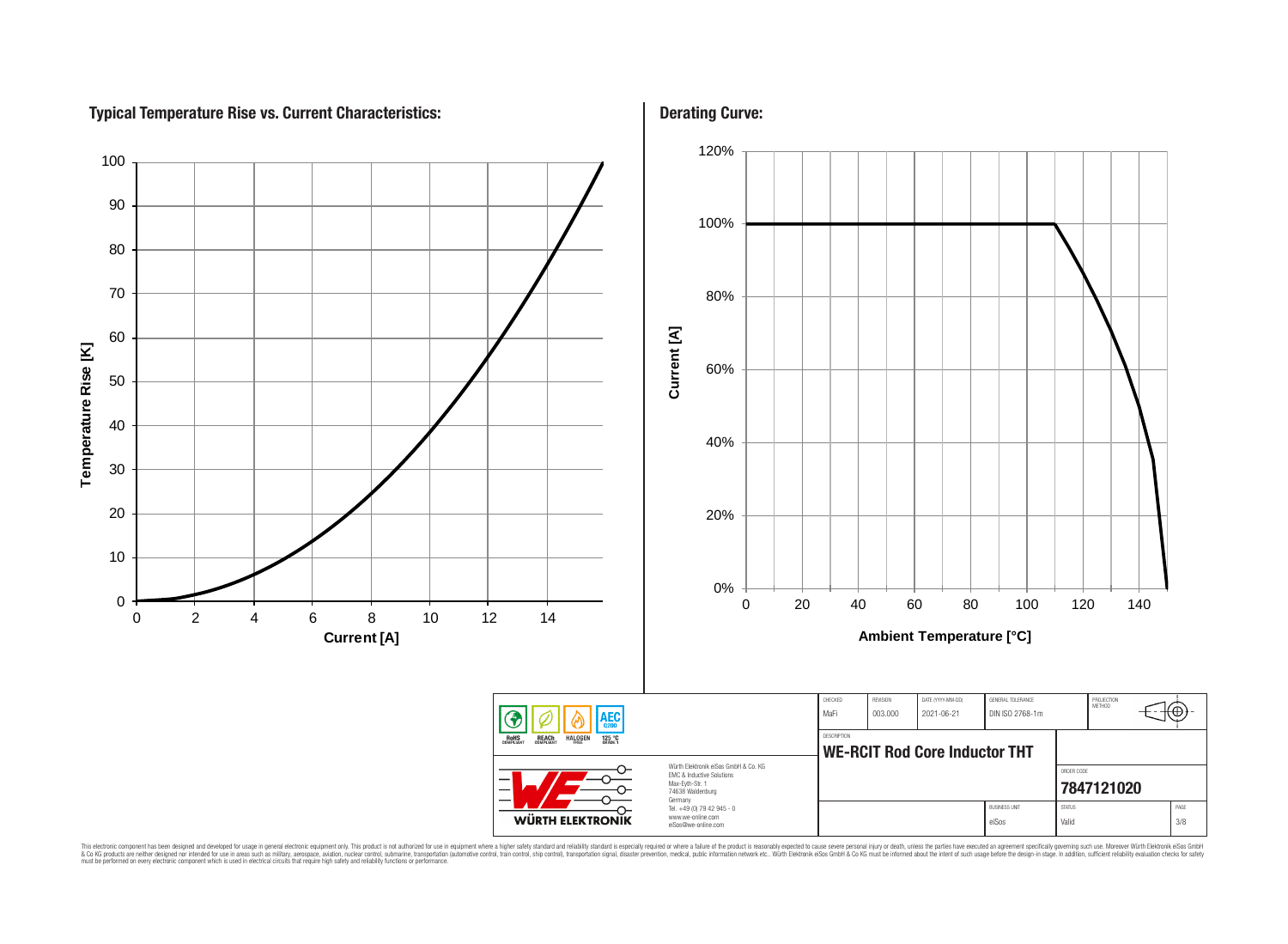## Typical Temperature Rise vs. Current Characteristics:

Temperature Rise [K]

Current [A]

## Derating Curve:

Current [A]

Ambient Temperature [°C]

| CHECKED | REVISION | DATE (YYYY-MM-DD) | GENERAL TOLERANCE | PROJECTION METHOD |
|---|---|---|---|---|
| MaFi | 003.000 | 2021-06-21 | DIN ISO 2768-1m | |

DESCRIPTION

**WE-RCIT Rod Core Inductor THT**

ORDER CODE

**7847121020**

| BUSINESS UNIT | STATUS | PAGE |
|---|---|---|
| eiSos | Valid | 3/8 |

Würth Elektronik eiSos GmbH & Co. KG
EMC & Inductive Solutions
Max-Eyth-Str. 1
74638 Waldenburg
Germany
Tel. +49 (0) 79 42 945 - 0
www.we-online.com
eiSos@we-online.com

This electronic component has been designed and developed for usage in general electronic equipment only. This product is not authorized for use in equipment where a higher safety standard and reliability standard is especially required or where a failure of the product is reasonably expected to cause severe personal injury or death, unless the parties have executed an agreement specifically governing such use. Moreover Würth Elektronik eiSos GmbH & Co KG products are neither designed nor intended for use in areas such as military, aerospace, aviation, nuclear control, submarine, transportation (automotive control, train control, ship control), transportation signal, disaster prevention, medical, public information network etc.. Würth Elektronik eiSos GmbH & Co KG must be informed about the intent of such usage before the design-in stage. In addition, sufficient reliability evaluation checks for safety must be performed on every electronic component which is used in electrical circuits that require high safety and reliability functions or performance.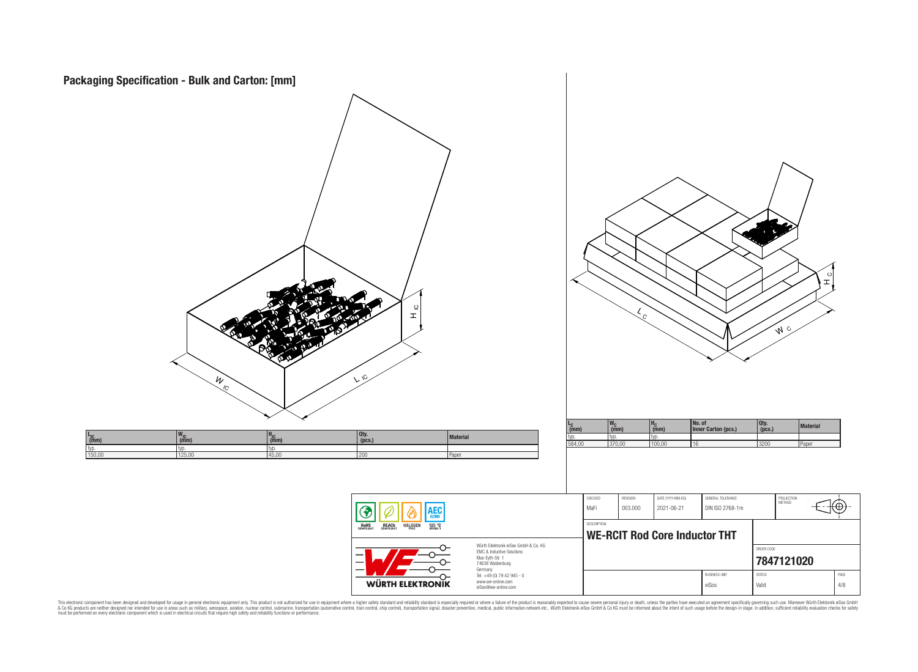# Packaging Specification - Bulk and Carton: [mm]

| $L_{IC}$ (mm) | $W_{IC}$ (mm) | $H_{IC}$ (mm) | Qty. (pcs.) | Material |
|---|---|---|---|---|
| typ. | typ. | typ. | | |
| 150,00 | 125,00 | 45,00 | 200 | Paper |

| $L_C$ (mm) | $W_C$ (mm) | $H_C$ (mm) | No. of Inner Carton (pcs.) | Qty. (pcs.) | Material |
|---|---|---|---|---|---|
| typ. | typ. | typ. | | | |
| 584,00 | 370,00 | 100,00 | 16 | 3200 | Paper |

| CHECKED | REVISION | DATE (YYYY-MM-DD) | GENERAL TOLERANCE | PROJECTION METHOD |
|---|---|---|---|---|
| MaFi | 003.000 | 2021-06-21 | DIN ISO 2768-1m | |

DESCRIPTION

**WE-RCIT Rod Core Inductor THT**

ORDER CODE: **7847121020**

BUSINESS UNIT: eiSos | STATUS: Valid | PAGE: 4/8

RoHS COMPLIANT | REACh COMPLIANT | HALOGEN FREE | AEC Q200 | 125 °C GRADE 1

Würth Elektronik eiSos GmbH & Co. KG
EMC & Inductive Solutions
Max-Eyth-Str. 1
74638 Waldenburg
Germany
Tel. +49 (0) 79 42 945 - 0
www.we-online.com
eiSos@we-online.com

WÜRTH ELEKTRONIK

This electronic component has been designed and developed for usage in general electronic equipment only. This product is not authorized for use in equipment where a higher safety standard and reliability standard is especially required or where a failure of the product is reasonably expected to cause severe personal injury or death, unless the parties have executed an agreement specifically governing such use. Moreover Würth Elektronik eiSos GmbH & Co KG products are neither designed nor intended for use in areas such as military, aerospace, aviation, nuclear control, submarine, transportation (automotive control, train control, ship control), transportation signal, disaster prevention, medical, public information network etc.. Würth Elektronik eiSos GmbH & Co KG must be informed about the intent of such usage before the design-in stage. In addition, sufficient reliability evaluation checks for safety must be performed on every electronic component which is used in electrical circuits that require high safety and reliability functions or performance.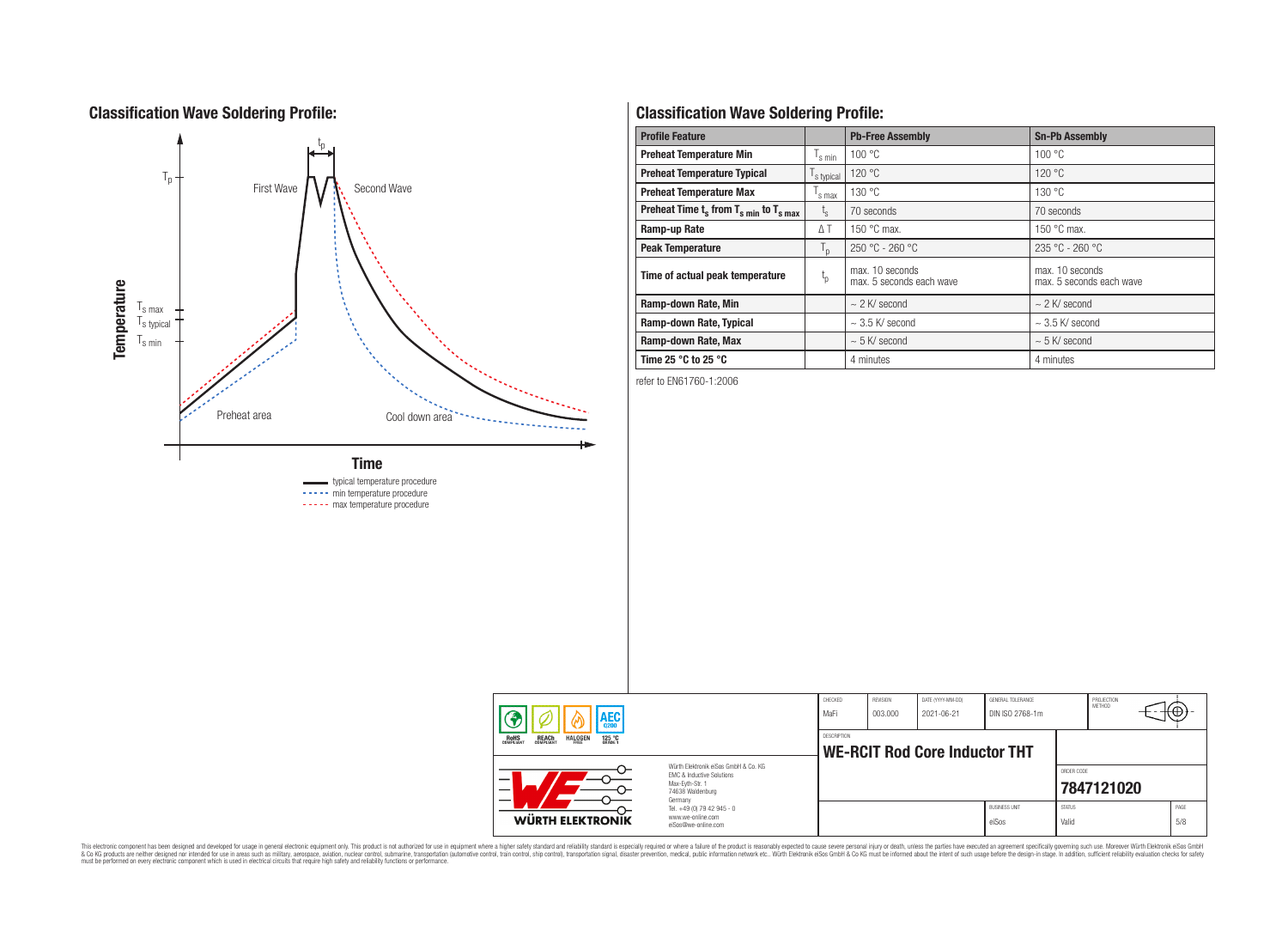## Classification Wave Soldering Profile:

Temperature

$T_p$

$T_{s\ max}$

$T_{s\ typical}$

$T_{s\ min}$

$t_p$

First Wave

Second Wave

Preheat area

Cool down area

Time

typical temperature procedure

min temperature procedure

max temperature procedure

## Classification Wave Soldering Profile:

| Profile Feature | | Pb-Free Assembly | Sn-Pb Assembly |
|---|---|---|---|
| Preheat Temperature Min | $T_{s\ min}$ | 100 °C | 100 °C |
| Preheat Temperature Typical | $T_{s\ typical}$ | 120 °C | 120 °C |
| Preheat Temperature Max | $T_{s\ max}$ | 130 °C | 130 °C |
| Preheat Time $t_s$ from $T_{s\ min}$ to $T_{s\ max}$ | $t_s$ | 70 seconds | 70 seconds |
| Ramp-up Rate | $\Delta T$ | 150 °C max. | 150 °C max. |
| Peak Temperature | $T_p$ | 250 °C - 260 °C | 235 °C - 260 °C |
| Time of actual peak temperature | $t_p$ | max. 10 seconds max. 5 seconds each wave | max. 10 seconds max. 5 seconds each wave |
| Ramp-down Rate, Min | | ~ 2 K/ second | ~ 2 K/ second |
| Ramp-down Rate, Typical | | ~ 3.5 K/ second | ~ 3.5 K/ second |
| Ramp-down Rate, Max | | ~ 5 K/ second | ~ 5 K/ second |
| Time 25 °C to 25 °C | | 4 minutes | 4 minutes |

refer to EN61760-1:2006

| CHECKED | REVISION | DATE (YYYY-MM-DD) | GENERAL TOLERANCE | PROJECTION METHOD |
|---|---|---|---|---|
| MaFi | 003.000 | 2021-06-21 | DIN ISO 2768-1m | |

DESCRIPTION

**WE-RCIT Rod Core Inductor THT**

ORDER CODE: **7847121020**

BUSINESS UNIT: eiSos | STATUS: Valid | PAGE: 5/8

Würth Elektronik eiSos GmbH & Co. KG
EMC & Inductive Solutions
Max-Eyth-Str. 1
74638 Waldenburg
Germany
Tel. +49 (0) 79 42 945 - 0
www.we-online.com
eiSos@we-online.com

This electronic component has been designed and developed for usage in general electronic equipment only. This product is not authorized for use in equipment where a higher safety standard and reliability standard is especially required or where a failure of the product is reasonably expected to cause severe personal injury or death, unless the parties have executed an agreement specifically governing such use. Moreover Würth Elektronik eiSos GmbH & Co KG products are neither designed nor intended for use in areas such as military, aerospace, aviation, nuclear control, submarine, transportation (automotive control, train control, ship control), transportation signal, disaster prevention, medical, public information network etc.. Würth Elektronik eiSos GmbH & Co KG must be informed about the intent of such usage before the design-in stage. In addition, sufficient reliability evaluation checks for safety must be performed on every electronic component which is used in electrical circuits that require high safety and reliability functions or performance.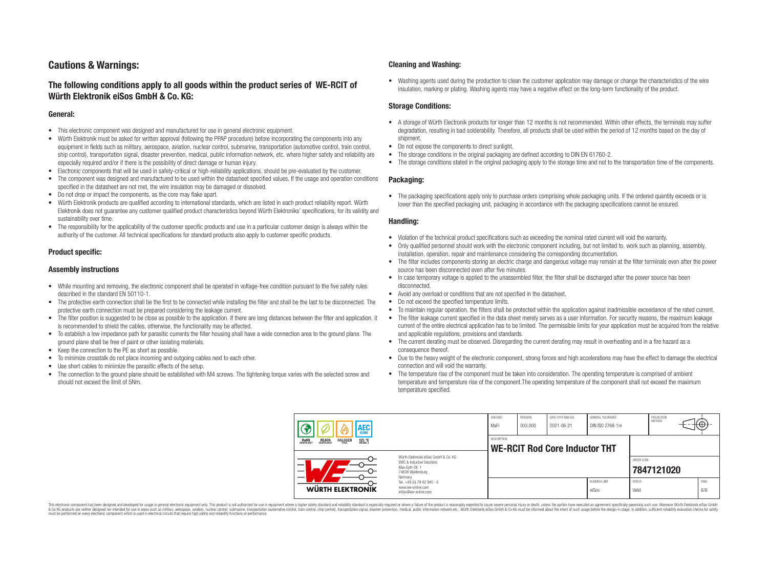# Cautions & Warnings:

## The following conditions apply to all goods within the product series of WE-RCIT of Würth Elektronik eiSos GmbH & Co. KG:

### General:

- This electronic component was designed and manufactured for use in general electronic equipment.
- Würth Elektronik must be asked for written approval (following the PPAP procedure) before incorporating the components into any equipment in fields such as military, aerospace, aviation, nuclear control, submarine, transportation (automotive control, train control, ship control), transportation signal, disaster prevention, medical, public information network, etc. where higher safety and reliability are especially required and/or if there is the possibility of direct damage or human injury.
- Electronic components that will be used in safety-critical or high-reliability applications, should be pre-evaluated by the customer.
- The component was designed and manufactured to be used within the datasheet specified values. If the usage and operation conditions specified in the datasheet are not met, the wire insulation may be damaged or dissolved.
- Do not drop or impact the components, as the core may flake apart.
- Würth Elektronik products are qualified according to international standards, which are listed in each product reliability report. Würth Elektronik does not guarantee any customer qualified product characteristics beyond Würth Elektroniks' specifications, for its validity and sustainability over time.
- The responsibility for the applicability of the customer specific products and use in a particular customer design is always within the authority of the customer. All technical specifications for standard products also apply to customer specific products.

### Product specific:

### Assembly instructions

- While mounting and removing, the electronic component shall be operated in voltage-free condition pursuant to the five safety rules described in the standard EN 50110-1.
- The protective earth connection shall be the first to be connected while installing the filter and shall be the last to be disconnected. The protective earth connection must be prepared considering the leakage current.
- The filter position is suggested to be close as possible to the application. If there are long distances between the filter and application, it is recommended to shield the cables, otherwise, the functionality may be affected.
- To establish a low impedance path for parasitic currents the filter housing shall have a wide connection area to the ground plane. The ground plane shall be free of paint or other isolating materials.
- Keep the connection to the PE as short as possible.
- To minimize crosstalk do not place incoming and outgoing cables next to each other.
- Use short cables to minimize the parasitic effects of the setup.
- The connection to the ground plane should be established with M4 screws. The tightening torque varies with the selected screw and should not exceed the limit of 5Nm.

### Cleaning and Washing:

- Washing agents used during the production to clean the customer application may damage or change the characteristics of the wire insulation, marking or plating. Washing agents may have a negative effect on the long-term functionality of the product.

### Storage Conditions:

- A storage of Würth Electronik products for longer than 12 months is not recommended. Within other effects, the terminals may suffer degradation, resulting in bad solderability. Therefore, all products shall be used within the period of 12 months based on the day of shipment.
- Do not expose the components to direct sunlight.
- The storage conditions in the original packaging are defined according to DIN EN 61760-2.
- The storage conditions stated in the original packaging apply to the storage time and not to the transportation time of the components.

### Packaging:

- The packaging specifications apply only to purchase orders comprising whole packaging units. If the ordered quantity exceeds or is lower than the specified packaging unit, packaging in accordance with the packaging specifications cannot be ensured.

### Handling:

- Violation of the technical product specifications such as exceeding the nominal rated current will void the warranty.
- Only qualified personnel should work with the electronic component including, but not limited to, work such as planning, assembly, installation, operation, repair and maintenance considering the corresponding documentation.
- The filter includes components storing an electric charge and dangerous voltage may remain at the filter terminals even after the power source has been disconnected even after five minutes.
- In case temporary voltage is applied to the unassembled filter, the filter shall be discharged after the power source has been disconnected.
- Avoid any overload or conditions that are not specified in the datasheet.
- Do not exceed the specified temperature limits.
- To maintain regular operation, the filters shall be protected within the application against inadmissible exceedance of the rated current.
- The filter leakage current specified in the data sheet merely serves as a user information. For security reasons, the maximum leakage current of the entire electrical application has to be limited. The permissible limits for your application must be acquired from the relative and applicable regulations, provisions and standards.
- The current derating must be observed. Disregarding the current derating may result in overheating and in a fire hazard as a consequence thereof.
- Due to the heavy weight of the electronic component, strong forces and high accelerations may have the effect to damage the electrical connection and will void the warranty.
- The temperature rise of the component must be taken into consideration. The operating temperature is comprised of ambient temperature and temperature rise of the component.The operating temperature of the component shall not exceed the maximum temperature specified.

| CHECKED | REVISION | DATE (YYYY-MM-DD) | GENERAL TOLERANCE | PROJECTION METHOD |
|---|---|---|---|---|
| MaFi | 003.000 | 2021-06-21 | DIN ISO 2768-1m | |

DESCRIPTION: **WE-RCIT Rod Core Inductor THT**

ORDER CODE: **7847121020**

Würth Elektronik eiSos GmbH & Co. KG
EMC & Inductive Solutions
Max-Eyth-Str. 1
74638 Waldenburg
Germany
Tel. +49 (0) 79 42 945 - 0
www.we-online.com
eiSos@we-online.com

| BUSINESS UNIT | STATUS | PAGE |
|---|---|---|
| eiSos | Valid | 6/8 |

This electronic component has been designed and developed for usage in general electronic equipment only. This product is not authorized for use in equipment where a higher safety standard and reliability standard is especially required or where a failure of the product is reasonably expected to cause severe personal injury or death, unless the parties have executed an agreement specifically governing such use. Moreover Würth Elektronik eiSos GmbH & Co KG products are neither designed nor intended for use in areas such as military, aerospace, aviation, nuclear control, submarine, transportation (automotive control, train control, ship control), transportation signal, disaster prevention, medical, public information network etc.. Würth Elektronik eiSos GmbH & Co KG must be informed about the intent of such usage before the design-in stage. In addition, sufficient reliability evaluation checks for safety must be performed on every electronic component which is used in electrical circuits that require high safety and reliability functions or performance.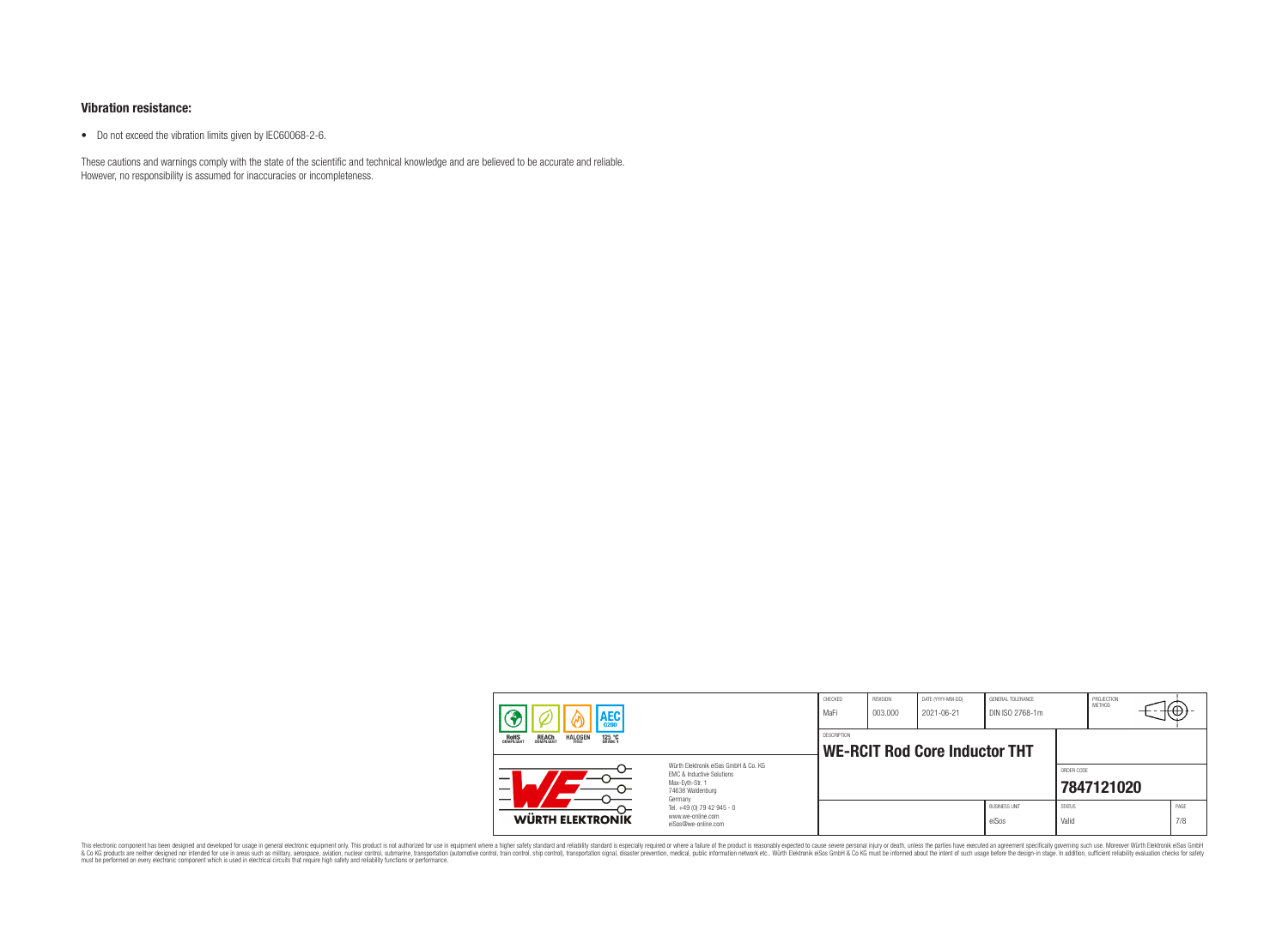### Vibration resistance:

- Do not exceed the vibration limits given by IEC60068-2-6.

These cautions and warnings comply with the state of the scientific and technical knowledge and are believed to be accurate and reliable. However, no responsibility is assumed for inaccuracies or incompleteness.

| CHECKED | REVISION | DATE (YYYY-MM-DD) | GENERAL TOLERANCE | PROJECTION METHOD |
|---|---|---|---|---|
| MaFi | 003.000 | 2021-06-21 | DIN ISO 2768-1m | |

DESCRIPTION: **WE-RCIT Rod Core Inductor THT**

ORDER CODE: **7847121020**

| BUSINESS UNIT | STATUS | PAGE |
|---|---|---|
| eiSos | Valid | 7/8 |

Würth Elektronik eiSos GmbH & Co. KG
EMC & Inductive Solutions
Max-Eyth-Str. 1
74638 Waldenburg
Germany
Tel. +49 (0) 79 42 945 - 0
www.we-online.com
eiSos@we-online.com

This electronic component has been designed and developed for usage in general electronic equipment only. This product is not authorized for use in equipment where a higher safety standard and reliability standard is especially required or where a failure of the product is reasonably expected to cause severe personal injury or death, unless the parties have executed an agreement specifically governing such usage. Moreover Würth Elektronik eiSos GmbH & Co KG products are neither designed nor intended for use in areas such as military, aerospace, aviation, nuclear control, submarine, transportation (automotive control, train control, ship control), transportation signal, disaster prevention, medical, public information network etc.. Würth Elektronik eiSos GmbH & Co KG must be informed about the intent of such usage before the design-in stage. In addition, sufficient reliability evaluation checks for safety must be performed on every electronic component which is used in electrical circuits that require high safety and reliability functions or performance.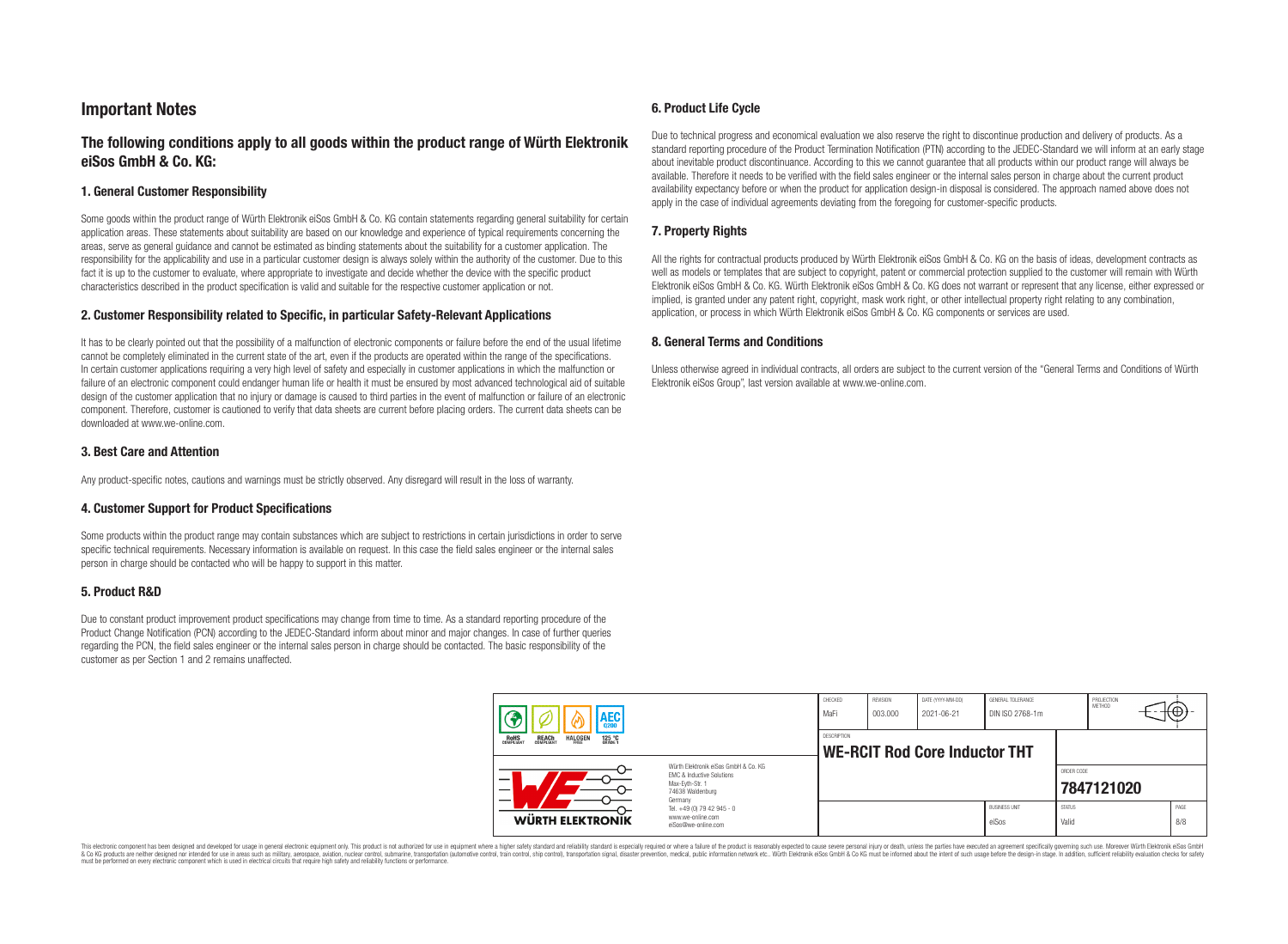# Important Notes

## The following conditions apply to all goods within the product range of Würth Elektronik eiSos GmbH & Co. KG:

### 1. General Customer Responsibility

Some goods within the product range of Würth Elektronik eiSos GmbH & Co. KG contain statements regarding general suitability for certain application areas. These statements about suitability are based on our knowledge and experience of typical requirements concerning the areas, serve as general guidance and cannot be estimated as binding statements about the suitability for a customer application. The responsibility for the applicability and use in a particular customer design is always solely within the authority of the customer. Due to this fact it is up to the customer to evaluate, where appropriate to investigate and decide whether the device with the specific product characteristics described in the product specification is valid and suitable for the respective customer application or not.

### 2. Customer Responsibility related to Specific, in particular Safety-Relevant Applications

It has to be clearly pointed out that the possibility of a malfunction of electronic components or failure before the end of the usual lifetime cannot be completely eliminated in the current state of the art, even if the products are operated within the range of the specifications. In certain customer applications requiring a very high level of safety and especially in customer applications in which the malfunction or failure of an electronic component could endanger human life or health it must be ensured by most advanced technological aid of suitable design of the customer application that no injury or damage is caused to third parties in the event of malfunction or failure of an electronic component. Therefore, customer is cautioned to verify that data sheets are current before placing orders. The current data sheets can be downloaded at www.we-online.com.

### 3. Best Care and Attention

Any product-specific notes, cautions and warnings must be strictly observed. Any disregard will result in the loss of warranty.

### 4. Customer Support for Product Specifications

Some products within the product range may contain substances which are subject to restrictions in certain jurisdictions in order to serve specific technical requirements. Necessary information is available on request. In this case the field sales engineer or the internal sales person in charge should be contacted who will be happy to support in this matter.

### 5. Product R&D

Due to constant product improvement product specifications may change from time to time. As a standard reporting procedure of the Product Change Notification (PCN) according to the JEDEC-Standard inform about minor and major changes. In case of further queries regarding the PCN, the field sales engineer or the internal sales person in charge should be contacted. The basic responsibility of the customer as per Section 1 and 2 remains unaffected.

### 6. Product Life Cycle

Due to technical progress and economical evaluation we also reserve the right to discontinue production and delivery of products. As a standard reporting procedure of the Product Termination Notification (PTN) according to the JEDEC-Standard we will inform at an early stage about inevitable product discontinuance. According to this we cannot guarantee that all products within our product range will always be available. Therefore it needs to be verified with the field sales engineer or the internal sales person in charge about the current product availability expectancy before or when the product for application design-in disposal is considered. The approach named above does not apply in the case of individual agreements deviating from the foregoing for customer-specific products.

### 7. Property Rights

All the rights for contractual products produced by Würth Elektronik eiSos GmbH & Co. KG on the basis of ideas, development contracts as well as models or templates that are subject to copyright, patent or commercial protection supplied to the customer will remain with Würth Elektronik eiSos GmbH & Co. KG. Würth Elektronik eiSos GmbH & Co. KG does not warrant or represent that any license, either expressed or implied, is granted under any patent right, copyright, mask work right, or other intellectual property right relating to any combination, application, or process in which Würth Elektronik eiSos GmbH & Co. KG components or services are used.

### 8. General Terms and Conditions

Unless otherwise agreed in individual contracts, all orders are subject to the current version of the "General Terms and Conditions of Würth Elektronik eiSos Group", last version available at www.we-online.com.

| | | | | | | |
|---|---|---|---|---|---|---|
| RoHS COMPLIANT, REACh COMPLIANT, HALOGEN FREE, AEC Q200 125 °C GRADE 1 | CHECKED MaFi | REVISION 003.000 | DATE (YYYY-MM-DD) 2021-06-21 | GENERAL TOLERANCE DIN ISO 2768-1m | | PROJECTION METHOD |
| | DESCRIPTION **WE-RCIT Rod Core Inductor THT** | | | | | |
| WÜRTH ELEKTRONIK — Würth Elektronik eiSos GmbH & Co. KG, EMC & Inductive Solutions, Max-Eyth-Str. 1, 74638 Waldenburg, Germany, Tel. +49 (0) 79 42 945 - 0, www.we-online.com, eiSos@we-online.com | | | | | ORDER CODE **7847121020** | |
| | | | | BUSINESS UNIT eiSos | STATUS Valid | PAGE 8/8 |

This electronic component has been designed and developed for usage in general electronic equipment only. This product is not authorized for use in equipment where a higher safety standard and reliability standard is especially required or where a failure of the product is reasonably expected to cause severe personal injury or death, unless the parties have executed an agreement specifically governing such use. Moreover Würth Elektronik eiSos GmbH & Co KG products are neither designed nor intended for use in areas such as military, aerospace, aviation, nuclear control, submarine, transportation (automotive control, train control, ship control), transportation signal, disaster prevention, medical, public information network etc.. Würth Elektronik eiSos GmbH & Co KG must be informed about the intent of such usage before the design-in stage. In addition, sufficient reliability evaluation checks for safety must be performed on every electronic component which is used in electrical circuits that require high safety and reliability functions or performance.